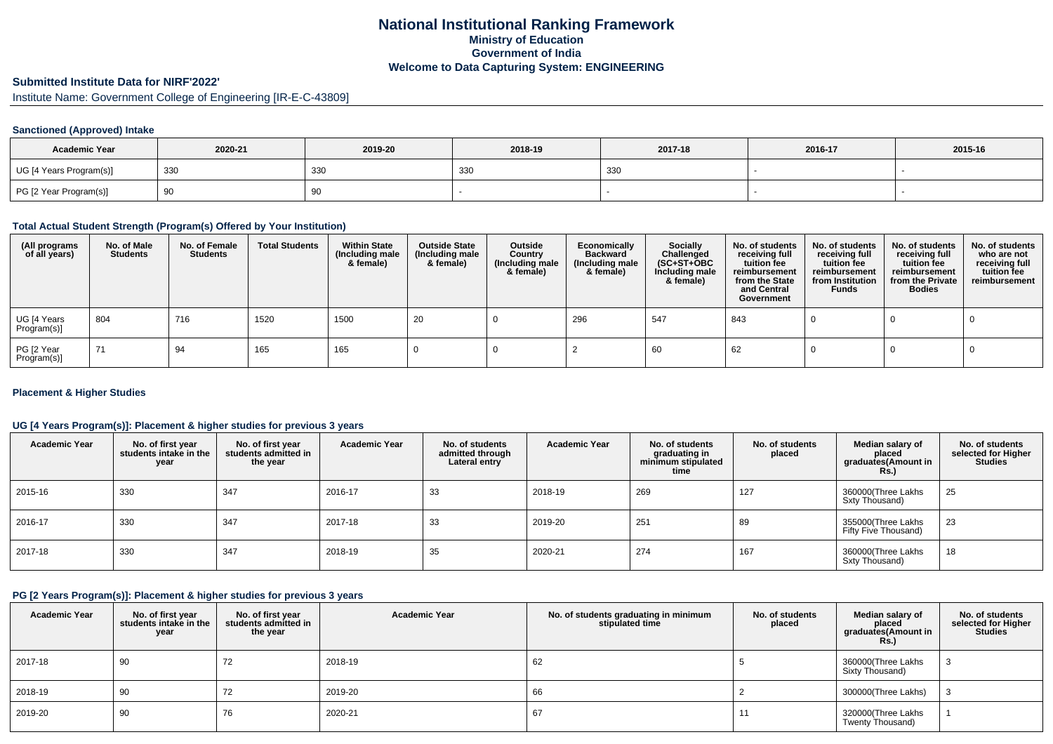# National Institutional Ranking Framework
## Ministry of Education
## Government of India
## Welcome to Data Capturing System: ENGINEERING

### Submitted Institute Data for NIRF'2022'

Institute Name: Government College of Engineering [IR-E-C-43809]

#### Sanctioned (Approved) Intake

| Academic Year | 2020-21 | 2019-20 | 2018-19 | 2017-18 | 2016-17 | 2015-16 |
|---|---|---|---|---|---|---|
| UG [4 Years Program(s)] | 330 | 330 | 330 | 330 | - | - |
| PG [2 Year Program(s)] | 90 | 90 | - | - | - | - |

#### Total Actual Student Strength (Program(s) Offered by Your Institution)

| (All programs of all years) | No. of Male Students | No. of Female Students | Total Students | Within State (Including male & female) | Outside State (Including male & female) | Outside Country (Including male & female) | Economically Backward (Including male & female) | Socially Challenged (SC+ST+OBC Including male & female) | No. of students receiving full tuition fee reimbursement from the State and Central Government | No. of students receiving full tuition fee reimbursement from Institution Funds | No. of students receiving full tuition fee reimbursement from the Private Bodies | No. of students who are not receiving full tuition fee reimbursement |
|---|---|---|---|---|---|---|---|---|---|---|---|---|
| UG [4 Years Program(s)] | 804 | 716 | 1520 | 1500 | 20 | 0 | 296 | 547 | 843 | 0 | 0 | 0 |
| PG [2 Year Program(s)] | 71 | 94 | 165 | 165 | 0 | 0 | 2 | 60 | 62 | 0 | 0 | 0 |

#### Placement & Higher Studies

#### UG [4 Years Program(s)]: Placement & higher studies for previous 3 years

| Academic Year | No. of first year students intake in the year | No. of first year students admitted in the year | Academic Year | No. of students admitted through Lateral entry | Academic Year | No. of students graduating in minimum stipulated time | No. of students placed | Median salary of placed graduates(Amount in Rs.) | No. of students selected for Higher Studies |
|---|---|---|---|---|---|---|---|---|---|
| 2015-16 | 330 | 347 | 2016-17 | 33 | 2018-19 | 269 | 127 | 360000(Three Lakhs Sxty Thousand) | 25 |
| 2016-17 | 330 | 347 | 2017-18 | 33 | 2019-20 | 251 | 89 | 355000(Three Lakhs Fifty Five Thousand) | 23 |
| 2017-18 | 330 | 347 | 2018-19 | 35 | 2020-21 | 274 | 167 | 360000(Three Lakhs Sxty Thousand) | 18 |

#### PG [2 Years Program(s)]: Placement & higher studies for previous 3 years

| Academic Year | No. of first year students intake in the year | No. of first year students admitted in the year | Academic Year | No. of students graduating in minimum stipulated time | No. of students placed | Median salary of placed graduates(Amount in Rs.) | No. of students selected for Higher Studies |
|---|---|---|---|---|---|---|---|
| 2017-18 | 90 | 72 | 2018-19 | 62 | 5 | 360000(Three Lakhs Sixty Thousand) | 3 |
| 2018-19 | 90 | 72 | 2019-20 | 66 | 2 | 300000(Three Lakhs) | 3 |
| 2019-20 | 90 | 76 | 2020-21 | 67 | 11 | 320000(Three Lakhs Twenty Thousand) | 1 |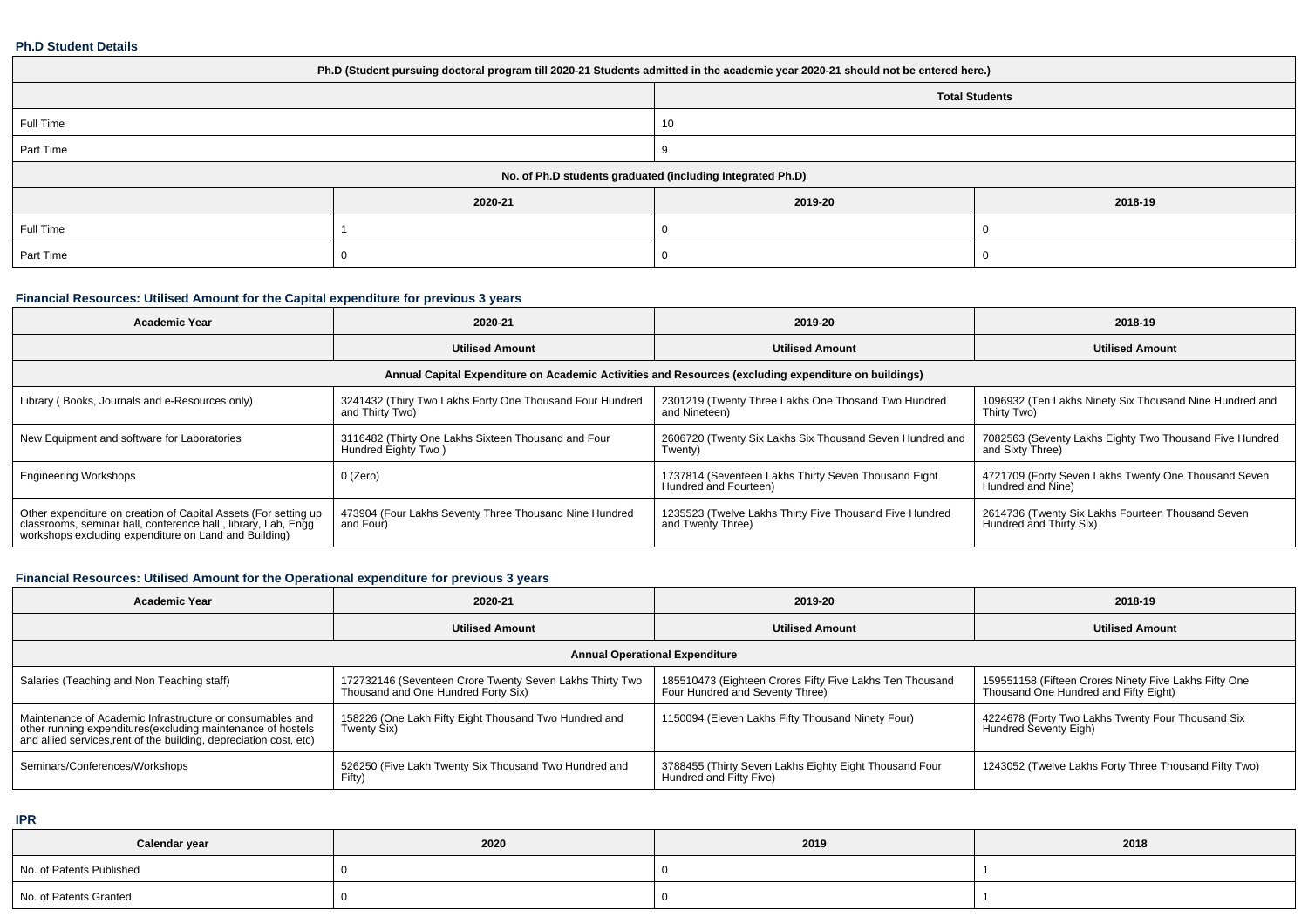### Ph.D Student Details

| Ph.D (Student pursuing doctoral program till 2020-21 Students admitted in the academic year 2020-21 should not be entered here.) | | | |
|---|---|---|---|
| | Total Students | | |
| Full Time | 10 | | |
| Part Time | 9 | | |
| No. of Ph.D students graduated (including Integrated Ph.D) | | | |
| | 2020-21 | 2019-20 | 2018-19 |
| Full Time | 1 | 0 | 0 |
| Part Time | 0 | 0 | 0 |

### Financial Resources: Utilised Amount for the Capital expenditure for previous 3 years

| Academic Year | 2020-21 | 2019-20 | 2018-19 |
|---|---|---|---|
| | Utilised Amount | Utilised Amount | Utilised Amount |
| Annual Capital Expenditure on Academic Activities and Resources (excluding expenditure on buildings) | | | |
| Library ( Books, Journals and e-Resources only) | 3241432 (Thiry Two Lakhs Forty One Thousand Four Hundred and Thirty Two) | 2301219 (Twenty Three Lakhs One Thosand Two Hundred and Nineteen) | 1096932 (Ten Lakhs Ninety Six Thousand Nine Hundred and Thirty Two) |
| New Equipment and software for Laboratories | 3116482 (Thirty One Lakhs Sixteen Thousand and Four Hundred Eighty Two ) | 2606720 (Twenty Six Lakhs Six Thousand Seven Hundred and Twenty) | 7082563 (Seventy Lakhs Eighty Two Thousand Five Hundred and Sixty Three) |
| Engineering Workshops | 0 (Zero) | 1737814 (Seventeen Lakhs Thirty Seven Thousand Eight Hundred and Fourteen) | 4721709 (Forty Seven Lakhs Twenty One Thousand Seven Hundred and Nine) |
| Other expenditure on creation of Capital Assets (For setting up classrooms, seminar hall, conference hall , library, Lab, Engg workshops excluding expenditure on Land and Building) | 473904 (Four Lakhs Seventy Three Thousand Nine Hundred and Four) | 1235523 (Twelve Lakhs Thirty Five Thousand Five Hundred and Twenty Three) | 2614736 (Twenty Six Lakhs Fourteen Thousand Seven Hundred and Thirty Six) |

### Financial Resources: Utilised Amount for the Operational expenditure for previous 3 years

| Academic Year | 2020-21 | 2019-20 | 2018-19 |
|---|---|---|---|
| | Utilised Amount | Utilised Amount | Utilised Amount |
| Annual Operational Expenditure | | | |
| Salaries (Teaching and Non Teaching staff) | 172732146 (Seventeen Crore Twenty Seven Lakhs Thirty Two Thousand and One Hundred Forty Six) | 185510473 (Eighteen Crores Fifty Five Lakhs Ten Thousand Four Hundred and Seventy Three) | 159551158 (Fifteen Crores Ninety Five Lakhs Fifty One Thousand One Hundred and Fifty Eight) |
| Maintenance of Academic Infrastructure or consumables and other running expenditures(excluding maintenance of hostels and allied services,rent of the building, depreciation cost, etc) | 158226 (One Lakh Fifty Eight Thousand Two Hundred and Twenty Six) | 1150094 (Eleven Lakhs Fifty Thousand Ninety Four) | 4224678 (Forty Two Lakhs Twenty Four Thousand Six Hundred Seventy Eigh) |
| Seminars/Conferences/Workshops | 526250 (Five Lakh Twenty Six Thousand Two Hundred and Fifty) | 3788455 (Thirty Seven Lakhs Eighty Eight Thousand Four Hundred and Fifty Five) | 1243052 (Twelve Lakhs Forty Three Thousand Fifty Two) |

### IPR

| Calendar year | 2020 | 2019 | 2018 |
|---|---|---|---|
| No. of Patents Published | 0 | 0 | 1 |
| No. of Patents Granted | 0 | 0 | 1 |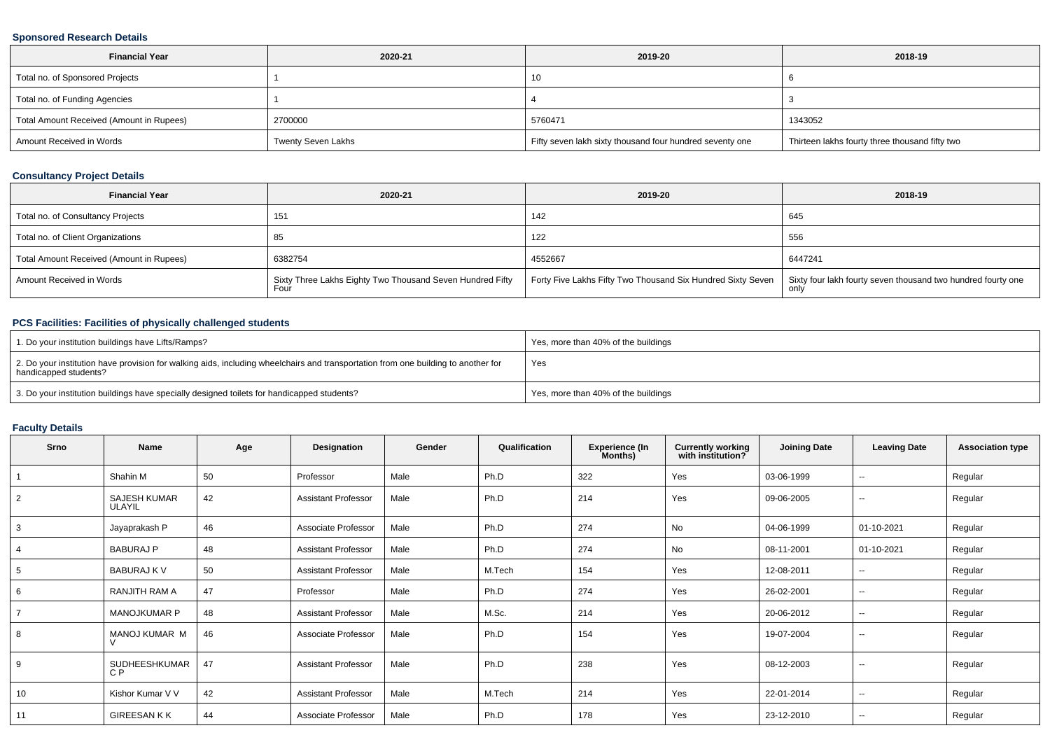### Sponsored Research Details

| Financial Year | 2020-21 | 2019-20 | 2018-19 |
|---|---|---|---|
| Total no. of Sponsored Projects | 1 | 10 | 6 |
| Total no. of Funding Agencies | 1 | 4 | 3 |
| Total Amount Received (Amount in Rupees) | 2700000 | 5760471 | 1343052 |
| Amount Received in Words | Twenty Seven Lakhs | Fifty seven lakh sixty thousand four hundred seventy one | Thirteen lakhs fourty three thousand fifty two |

### Consultancy Project Details

| Financial Year | 2020-21 | 2019-20 | 2018-19 |
|---|---|---|---|
| Total no. of Consultancy Projects | 151 | 142 | 645 |
| Total no. of Client Organizations | 85 | 122 | 556 |
| Total Amount Received (Amount in Rupees) | 6382754 | 4552667 | 6447241 |
| Amount Received in Words | Sixty Three Lakhs Eighty Two Thousand Seven Hundred Fifty Four | Forty Five Lakhs Fifty Two Thousand Six Hundred Sixty Seven | Sixty four lakh fourty seven thousand two hundred fourty one only |

### PCS Facilities: Facilities of physically challenged students

| | |
|---|---|
| 1. Do your institution buildings have Lifts/Ramps? | Yes, more than 40% of the buildings |
| 2. Do your institution have provision for walking aids, including wheelchairs and transportation from one building to another for handicapped students? | Yes |
| 3. Do your institution buildings have specially designed toilets for handicapped students? | Yes, more than 40% of the buildings |

### Faculty Details

| Srno | Name | Age | Designation | Gender | Qualification | Experience (In Months) | Currently working with institution? | Joining Date | Leaving Date | Association type |
|---|---|---|---|---|---|---|---|---|---|---|
| 1 | Shahin M | 50 | Professor | Male | Ph.D | 322 | Yes | 03-06-1999 | -- | Regular |
| 2 | SAJESH KUMAR ULAYIL | 42 | Assistant Professor | Male | Ph.D | 214 | Yes | 09-06-2005 | -- | Regular |
| 3 | Jayaprakash P | 46 | Associate Professor | Male | Ph.D | 274 | No | 04-06-1999 | 01-10-2021 | Regular |
| 4 | BABURAJ P | 48 | Assistant Professor | Male | Ph.D | 274 | No | 08-11-2001 | 01-10-2021 | Regular |
| 5 | BABURAJ K V | 50 | Assistant Professor | Male | M.Tech | 154 | Yes | 12-08-2011 | -- | Regular |
| 6 | RANJITH RAM A | 47 | Professor | Male | Ph.D | 274 | Yes | 26-02-2001 | -- | Regular |
| 7 | MANOJKUMAR P | 48 | Assistant Professor | Male | M.Sc. | 214 | Yes | 20-06-2012 | -- | Regular |
| 8 | MANOJ KUMAR M V | 46 | Associate Professor | Male | Ph.D | 154 | Yes | 19-07-2004 | -- | Regular |
| 9 | SUDHEESHKUMAR C P | 47 | Assistant Professor | Male | Ph.D | 238 | Yes | 08-12-2003 | -- | Regular |
| 10 | Kishor Kumar V V | 42 | Assistant Professor | Male | M.Tech | 214 | Yes | 22-01-2014 | -- | Regular |
| 11 | GIREESAN K K | 44 | Associate Professor | Male | Ph.D | 178 | Yes | 23-12-2010 | -- | Regular |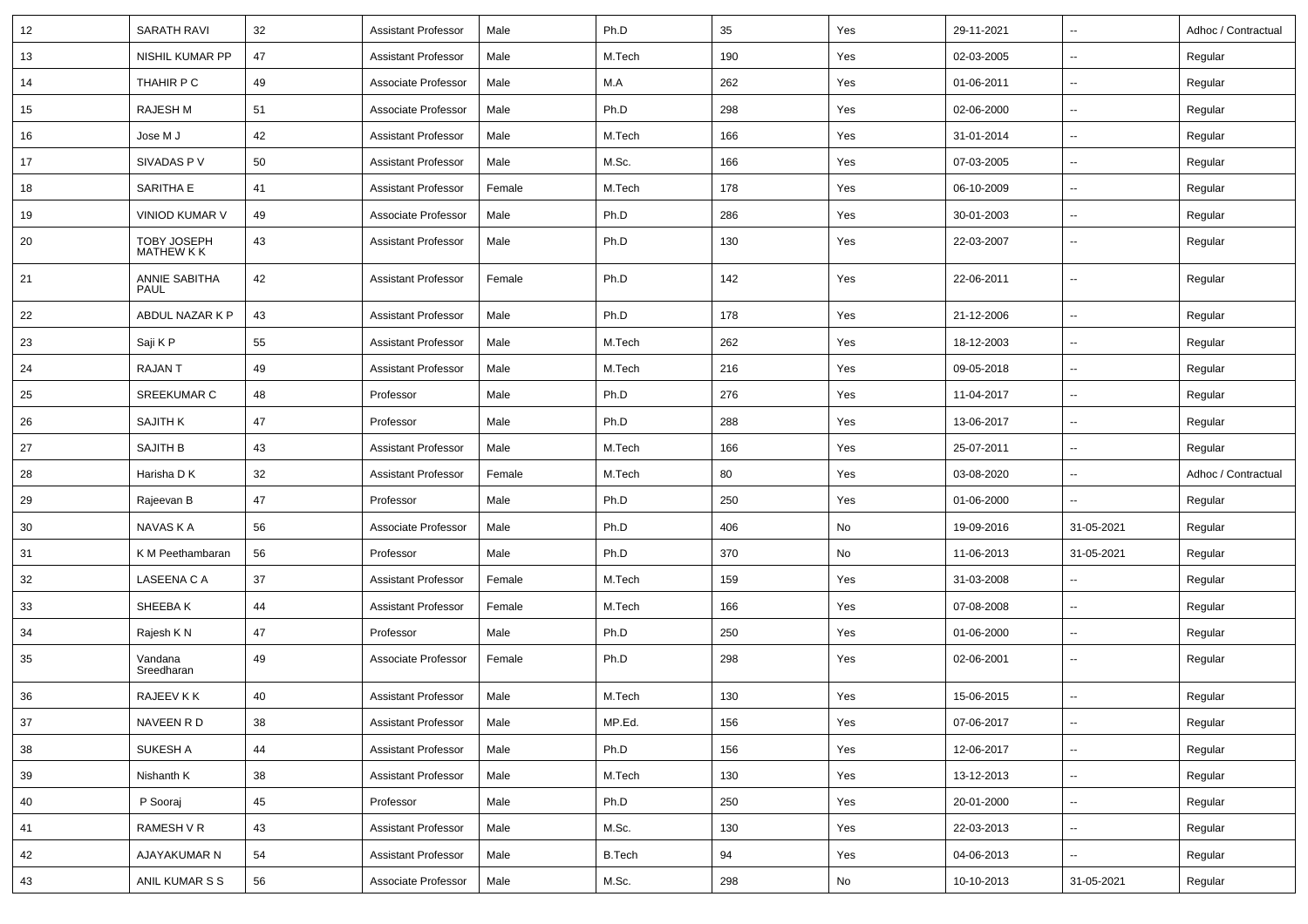| 12 | SARATH RAVI | 32 | Assistant Professor | Male | Ph.D | 35 | Yes | 29-11-2021 | -- | Adhoc / Contractual |
|---|---|---|---|---|---|---|---|---|---|---|
| 13 | NISHIL KUMAR PP | 47 | Assistant Professor | Male | M.Tech | 190 | Yes | 02-03-2005 | -- | Regular |
| 14 | THAHIR P C | 49 | Associate Professor | Male | M.A | 262 | Yes | 01-06-2011 | -- | Regular |
| 15 | RAJESH M | 51 | Associate Professor | Male | Ph.D | 298 | Yes | 02-06-2000 | -- | Regular |
| 16 | Jose M J | 42 | Assistant Professor | Male | M.Tech | 166 | Yes | 31-01-2014 | -- | Regular |
| 17 | SIVADAS P V | 50 | Assistant Professor | Male | M.Sc. | 166 | Yes | 07-03-2005 | -- | Regular |
| 18 | SARITHA E | 41 | Assistant Professor | Female | M.Tech | 178 | Yes | 06-10-2009 | -- | Regular |
| 19 | VINIOD KUMAR V | 49 | Associate Professor | Male | Ph.D | 286 | Yes | 30-01-2003 | -- | Regular |
| 20 | TOBY JOSEPH MATHEW K K | 43 | Assistant Professor | Male | Ph.D | 130 | Yes | 22-03-2007 | -- | Regular |
| 21 | ANNIE SABITHA PAUL | 42 | Assistant Professor | Female | Ph.D | 142 | Yes | 22-06-2011 | -- | Regular |
| 22 | ABDUL NAZAR K P | 43 | Assistant Professor | Male | Ph.D | 178 | Yes | 21-12-2006 | -- | Regular |
| 23 | Saji K P | 55 | Assistant Professor | Male | M.Tech | 262 | Yes | 18-12-2003 | -- | Regular |
| 24 | RAJAN T | 49 | Assistant Professor | Male | M.Tech | 216 | Yes | 09-05-2018 | -- | Regular |
| 25 | SREEKUMAR C | 48 | Professor | Male | Ph.D | 276 | Yes | 11-04-2017 | -- | Regular |
| 26 | SAJITH K | 47 | Professor | Male | Ph.D | 288 | Yes | 13-06-2017 | -- | Regular |
| 27 | SAJITH B | 43 | Assistant Professor | Male | M.Tech | 166 | Yes | 25-07-2011 | -- | Regular |
| 28 | Harisha D K | 32 | Assistant Professor | Female | M.Tech | 80 | Yes | 03-08-2020 | -- | Adhoc / Contractual |
| 29 | Rajeevan B | 47 | Professor | Male | Ph.D | 250 | Yes | 01-06-2000 | -- | Regular |
| 30 | NAVAS K A | 56 | Associate Professor | Male | Ph.D | 406 | No | 19-09-2016 | 31-05-2021 | Regular |
| 31 | K M Peethambaran | 56 | Professor | Male | Ph.D | 370 | No | 11-06-2013 | 31-05-2021 | Regular |
| 32 | LASEENA C A | 37 | Assistant Professor | Female | M.Tech | 159 | Yes | 31-03-2008 | -- | Regular |
| 33 | SHEEBA K | 44 | Assistant Professor | Female | M.Tech | 166 | Yes | 07-08-2008 | -- | Regular |
| 34 | Rajesh K N | 47 | Professor | Male | Ph.D | 250 | Yes | 01-06-2000 | -- | Regular |
| 35 | Vandana Sreedharan | 49 | Associate Professor | Female | Ph.D | 298 | Yes | 02-06-2001 | -- | Regular |
| 36 | RAJEEV K K | 40 | Assistant Professor | Male | M.Tech | 130 | Yes | 15-06-2015 | -- | Regular |
| 37 | NAVEEN R D | 38 | Assistant Professor | Male | MP.Ed. | 156 | Yes | 07-06-2017 | -- | Regular |
| 38 | SUKESH A | 44 | Assistant Professor | Male | Ph.D | 156 | Yes | 12-06-2017 | -- | Regular |
| 39 | Nishanth K | 38 | Assistant Professor | Male | M.Tech | 130 | Yes | 13-12-2013 | -- | Regular |
| 40 | P Sooraj | 45 | Professor | Male | Ph.D | 250 | Yes | 20-01-2000 | -- | Regular |
| 41 | RAMESH V R | 43 | Assistant Professor | Male | M.Sc. | 130 | Yes | 22-03-2013 | -- | Regular |
| 42 | AJAYAKUMAR N | 54 | Assistant Professor | Male | B.Tech | 94 | Yes | 04-06-2013 | -- | Regular |
| 43 | ANIL KUMAR S S | 56 | Associate Professor | Male | M.Sc. | 298 | No | 10-10-2013 | 31-05-2021 | Regular |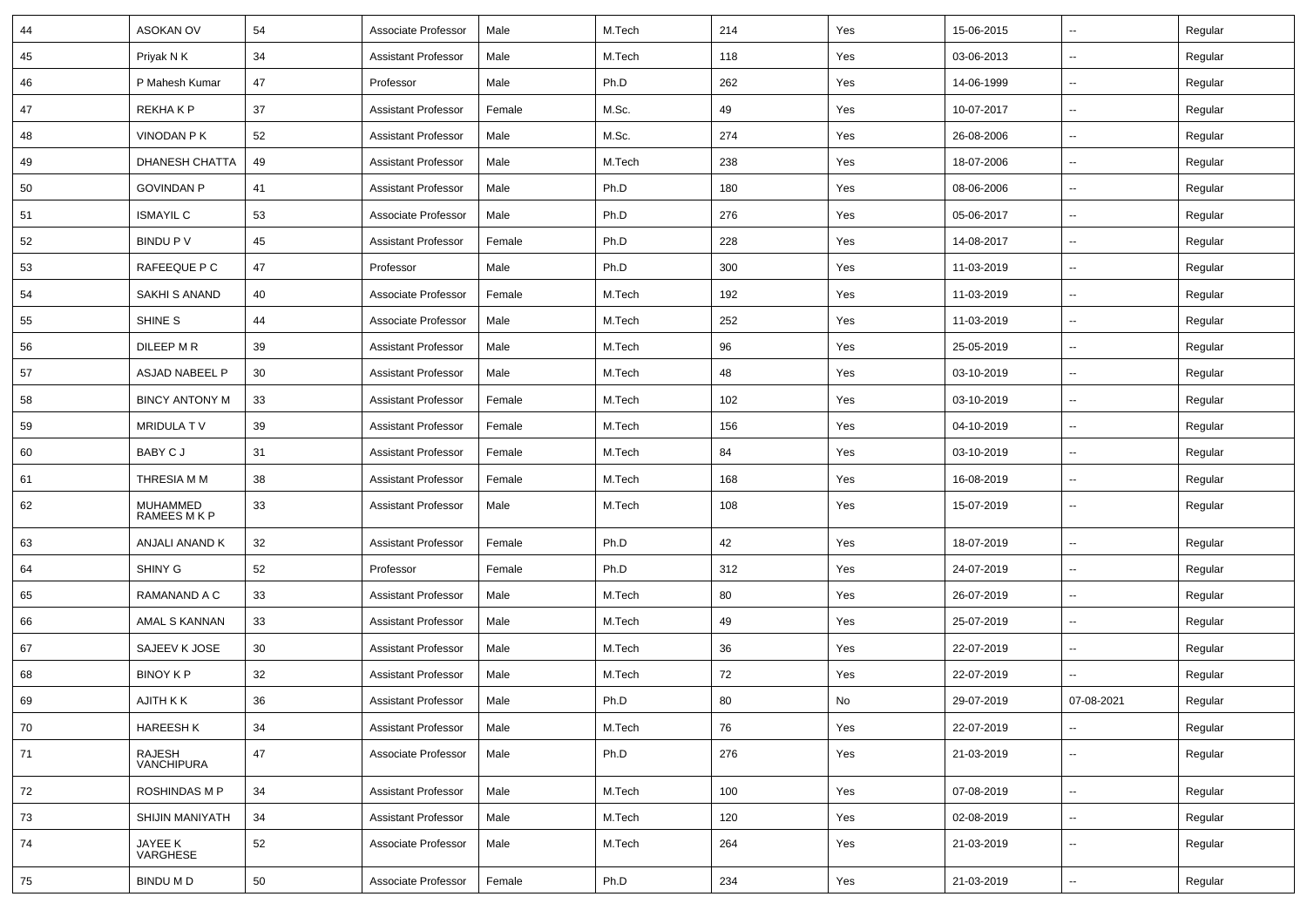| 44 | ASOKAN OV | 54 | Associate Professor | Male | M.Tech | 214 | Yes | 15-06-2015 | -- | Regular |
|---|---|---|---|---|---|---|---|---|---|---|
| 45 | Priyak N K | 34 | Assistant Professor | Male | M.Tech | 118 | Yes | 03-06-2013 | -- | Regular |
| 46 | P Mahesh Kumar | 47 | Professor | Male | Ph.D | 262 | Yes | 14-06-1999 | -- | Regular |
| 47 | REKHA K P | 37 | Assistant Professor | Female | M.Sc. | 49 | Yes | 10-07-2017 | -- | Regular |
| 48 | VINODAN P K | 52 | Assistant Professor | Male | M.Sc. | 274 | Yes | 26-08-2006 | -- | Regular |
| 49 | DHANESH CHATTA | 49 | Assistant Professor | Male | M.Tech | 238 | Yes | 18-07-2006 | -- | Regular |
| 50 | GOVINDAN P | 41 | Assistant Professor | Male | Ph.D | 180 | Yes | 08-06-2006 | -- | Regular |
| 51 | ISMAYIL C | 53 | Associate Professor | Male | Ph.D | 276 | Yes | 05-06-2017 | -- | Regular |
| 52 | BINDU P V | 45 | Assistant Professor | Female | Ph.D | 228 | Yes | 14-08-2017 | -- | Regular |
| 53 | RAFEEQUE P C | 47 | Professor | Male | Ph.D | 300 | Yes | 11-03-2019 | -- | Regular |
| 54 | SAKHI S ANAND | 40 | Associate Professor | Female | M.Tech | 192 | Yes | 11-03-2019 | -- | Regular |
| 55 | SHINE S | 44 | Associate Professor | Male | M.Tech | 252 | Yes | 11-03-2019 | -- | Regular |
| 56 | DILEEP M R | 39 | Assistant Professor | Male | M.Tech | 96 | Yes | 25-05-2019 | -- | Regular |
| 57 | ASJAD NABEEL P | 30 | Assistant Professor | Male | M.Tech | 48 | Yes | 03-10-2019 | -- | Regular |
| 58 | BINCY ANTONY M | 33 | Assistant Professor | Female | M.Tech | 102 | Yes | 03-10-2019 | -- | Regular |
| 59 | MRIDULA T V | 39 | Assistant Professor | Female | M.Tech | 156 | Yes | 04-10-2019 | -- | Regular |
| 60 | BABY C J | 31 | Assistant Professor | Female | M.Tech | 84 | Yes | 03-10-2019 | -- | Regular |
| 61 | THRESIA M M | 38 | Assistant Professor | Female | M.Tech | 168 | Yes | 16-08-2019 | -- | Regular |
| 62 | MUHAMMED RAMEES M K P | 33 | Assistant Professor | Male | M.Tech | 108 | Yes | 15-07-2019 | -- | Regular |
| 63 | ANJALI ANAND K | 32 | Assistant Professor | Female | Ph.D | 42 | Yes | 18-07-2019 | -- | Regular |
| 64 | SHINY G | 52 | Professor | Female | Ph.D | 312 | Yes | 24-07-2019 | -- | Regular |
| 65 | RAMANAND A C | 33 | Assistant Professor | Male | M.Tech | 80 | Yes | 26-07-2019 | -- | Regular |
| 66 | AMAL S KANNAN | 33 | Assistant Professor | Male | M.Tech | 49 | Yes | 25-07-2019 | -- | Regular |
| 67 | SAJEEV K JOSE | 30 | Assistant Professor | Male | M.Tech | 36 | Yes | 22-07-2019 | -- | Regular |
| 68 | BINOY K P | 32 | Assistant Professor | Male | M.Tech | 72 | Yes | 22-07-2019 | -- | Regular |
| 69 | AJITH K K | 36 | Assistant Professor | Male | Ph.D | 80 | No | 29-07-2019 | 07-08-2021 | Regular |
| 70 | HAREESH K | 34 | Assistant Professor | Male | M.Tech | 76 | Yes | 22-07-2019 | -- | Regular |
| 71 | RAJESH VANCHIPURA | 47 | Associate Professor | Male | Ph.D | 276 | Yes | 21-03-2019 | -- | Regular |
| 72 | ROSHINDAS M P | 34 | Assistant Professor | Male | M.Tech | 100 | Yes | 07-08-2019 | -- | Regular |
| 73 | SHIJIN MANIYATH | 34 | Assistant Professor | Male | M.Tech | 120 | Yes | 02-08-2019 | -- | Regular |
| 74 | JAYEE K VARGHESE | 52 | Associate Professor | Male | M.Tech | 264 | Yes | 21-03-2019 | -- | Regular |
| 75 | BINDU M D | 50 | Associate Professor | Female | Ph.D | 234 | Yes | 21-03-2019 | -- | Regular |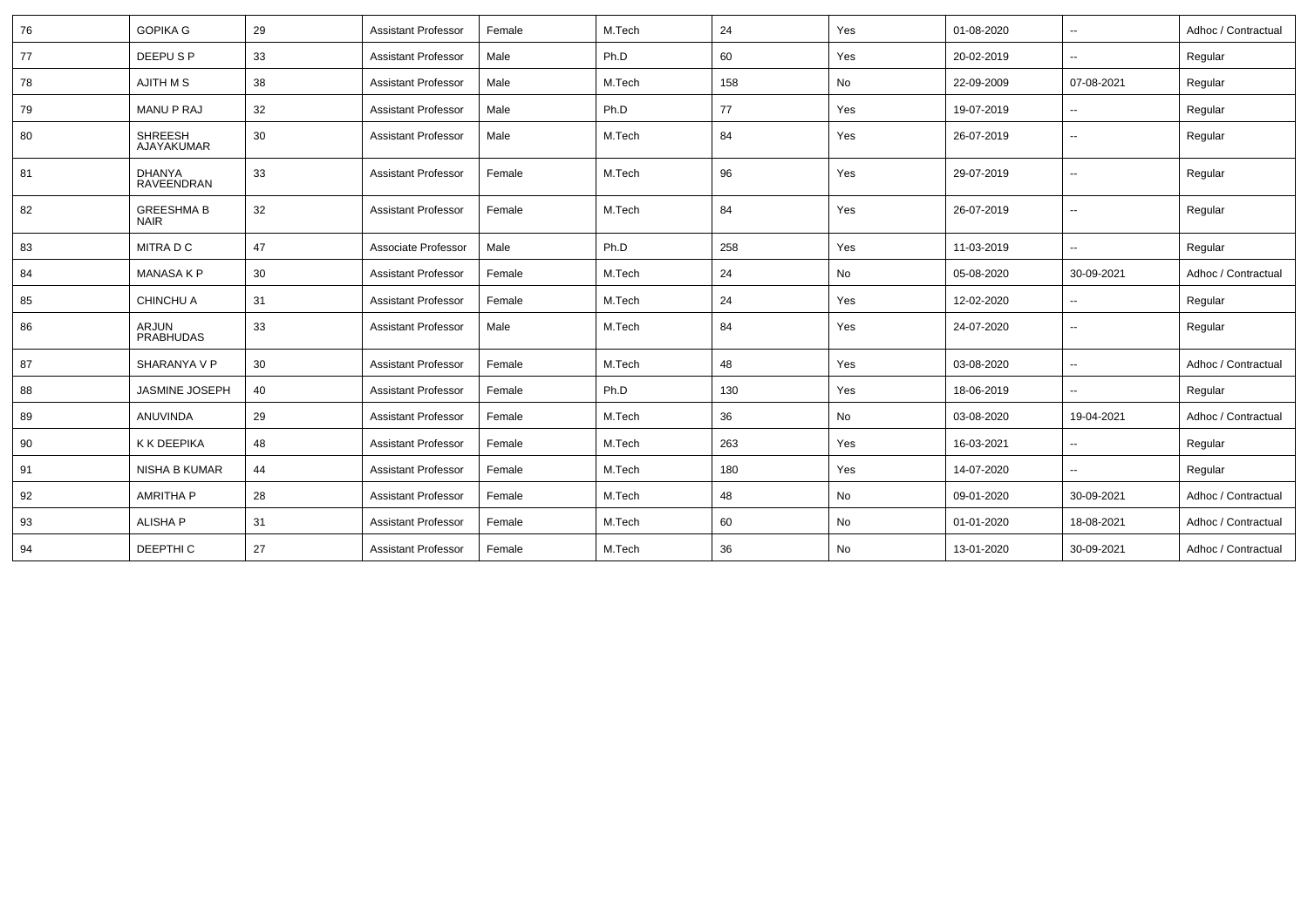| | | | | | | | | | | |
|---|---|---|---|---|---|---|---|---|---|---|
| 76 | GOPIKA G | 29 | Assistant Professor | Female | M.Tech | 24 | Yes | 01-08-2020 | -- | Adhoc / Contractual |
| 77 | DEEPU S P | 33 | Assistant Professor | Male | Ph.D | 60 | Yes | 20-02-2019 | -- | Regular |
| 78 | AJITH M S | 38 | Assistant Professor | Male | M.Tech | 158 | No | 22-09-2009 | 07-08-2021 | Regular |
| 79 | MANU P RAJ | 32 | Assistant Professor | Male | Ph.D | 77 | Yes | 19-07-2019 | -- | Regular |
| 80 | SHREESH AJAYAKUMAR | 30 | Assistant Professor | Male | M.Tech | 84 | Yes | 26-07-2019 | -- | Regular |
| 81 | DHANYA RAVEENDRAN | 33 | Assistant Professor | Female | M.Tech | 96 | Yes | 29-07-2019 | -- | Regular |
| 82 | GREESHMA B NAIR | 32 | Assistant Professor | Female | M.Tech | 84 | Yes | 26-07-2019 | -- | Regular |
| 83 | MITRA D C | 47 | Associate Professor | Male | Ph.D | 258 | Yes | 11-03-2019 | -- | Regular |
| 84 | MANASA K P | 30 | Assistant Professor | Female | M.Tech | 24 | No | 05-08-2020 | 30-09-2021 | Adhoc / Contractual |
| 85 | CHINCHU A | 31 | Assistant Professor | Female | M.Tech | 24 | Yes | 12-02-2020 | -- | Regular |
| 86 | ARJUN PRABHUDAS | 33 | Assistant Professor | Male | M.Tech | 84 | Yes | 24-07-2020 | -- | Regular |
| 87 | SHARANYA V P | 30 | Assistant Professor | Female | M.Tech | 48 | Yes | 03-08-2020 | -- | Adhoc / Contractual |
| 88 | JASMINE JOSEPH | 40 | Assistant Professor | Female | Ph.D | 130 | Yes | 18-06-2019 | -- | Regular |
| 89 | ANUVINDA | 29 | Assistant Professor | Female | M.Tech | 36 | No | 03-08-2020 | 19-04-2021 | Adhoc / Contractual |
| 90 | K K DEEPIKA | 48 | Assistant Professor | Female | M.Tech | 263 | Yes | 16-03-2021 | -- | Regular |
| 91 | NISHA B KUMAR | 44 | Assistant Professor | Female | M.Tech | 180 | Yes | 14-07-2020 | -- | Regular |
| 92 | AMRITHA P | 28 | Assistant Professor | Female | M.Tech | 48 | No | 09-01-2020 | 30-09-2021 | Adhoc / Contractual |
| 93 | ALISHA P | 31 | Assistant Professor | Female | M.Tech | 60 | No | 01-01-2020 | 18-08-2021 | Adhoc / Contractual |
| 94 | DEEPTHI C | 27 | Assistant Professor | Female | M.Tech | 36 | No | 13-01-2020 | 30-09-2021 | Adhoc / Contractual |